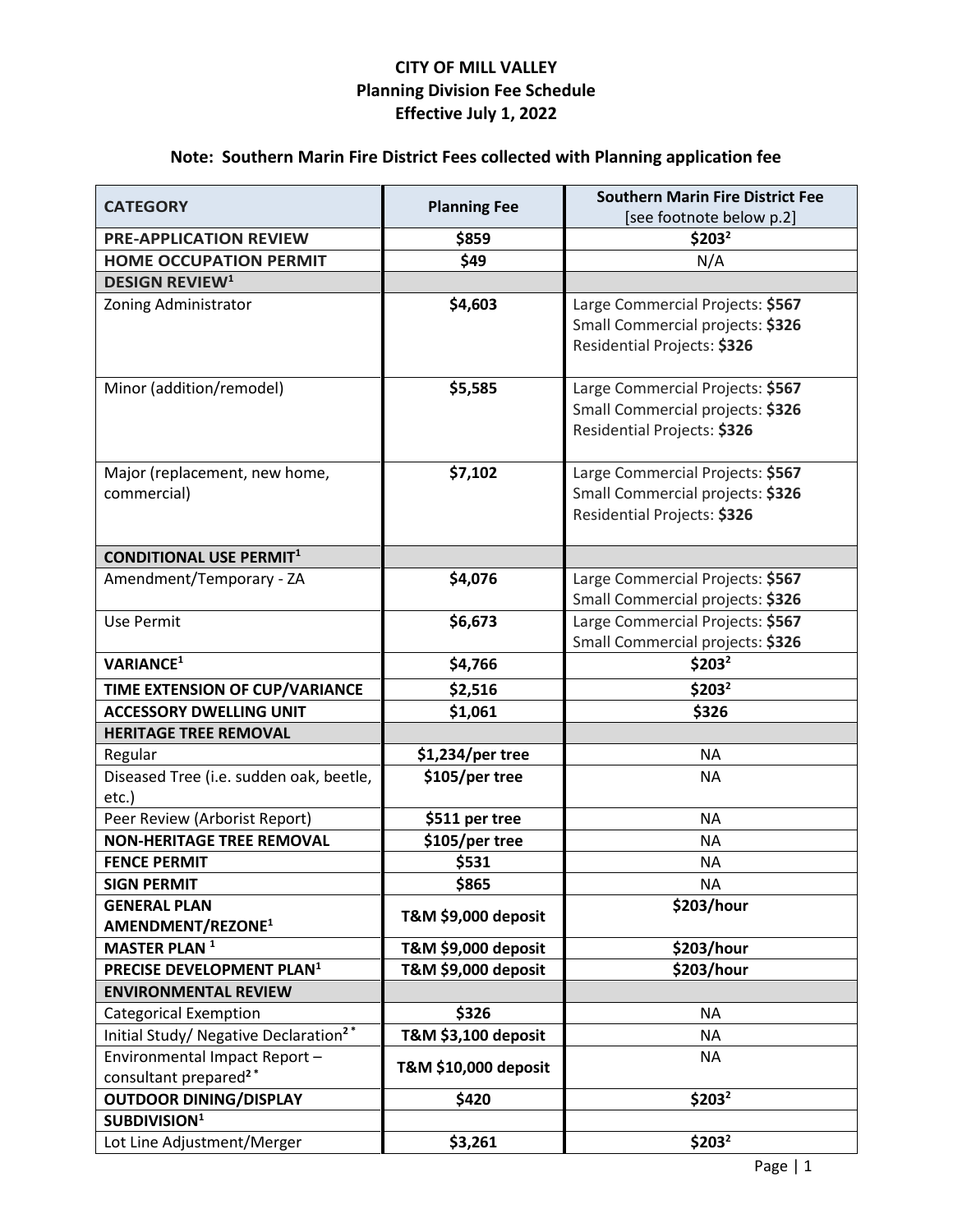# CITY OF MILL VALLEY
## Planning Division Fee Schedule
## Effective July 1, 2022

### Note: Southern Marin Fire District Fees collected with Planning application fee

| CATEGORY | Planning Fee | Southern Marin Fire District Fee [see footnote below p.2] |
|---|---|---|
| **PRE-APPLICATION REVIEW** | **$859** | **$203[2]** |
| **HOME OCCUPATION PERMIT** | **$49** | N/A |
| **DESIGN REVIEW[1]** | | |
| Zoning Administrator | **$4,603** | Large Commercial Projects: **$567**<br>Small Commercial projects: **$326**<br>Residential Projects: **$326** |
| Minor (addition/remodel) | **$5,585** | Large Commercial Projects: **$567**<br>Small Commercial projects: **$326**<br>Residential Projects: **$326** |
| Major (replacement, new home, commercial) | **$7,102** | Large Commercial Projects: **$567**<br>Small Commercial projects: **$326**<br>Residential Projects: **$326** |
| **CONDITIONAL USE PERMIT[1]** | | |
| Amendment/Temporary - ZA | **$4,076** | Large Commercial Projects: **$567**<br>Small Commercial projects: **$326** |
| Use Permit | **$6,673** | Large Commercial Projects: **$567**<br>Small Commercial projects: **$326** |
| **VARIANCE[1]** | **$4,766** | **$203[2]** |
| **TIME EXTENSION OF CUP/VARIANCE** | **$2,516** | **$203[2]** |
| **ACCESSORY DWELLING UNIT** | **$1,061** | **$326** |
| **HERITAGE TREE REMOVAL** | | |
| Regular | **$1,234/per tree** | NA |
| Diseased Tree (i.e. sudden oak, beetle, etc.) | **$105/per tree** | NA |
| Peer Review (Arborist Report) | **$511 per tree** | NA |
| **NON-HERITAGE TREE REMOVAL** | **$105/per tree** | NA |
| **FENCE PERMIT** | **$531** | NA |
| **SIGN PERMIT** | **$865** | NA |
| **GENERAL PLAN AMENDMENT/REZONE[1]** | **T&M $9,000 deposit** | **$203/hour** |
| **MASTER PLAN [1]** | **T&M $9,000 deposit** | **$203/hour** |
| **PRECISE DEVELOPMENT PLAN[1]** | **T&M $9,000 deposit** | **$203/hour** |
| **ENVIRONMENTAL REVIEW** | | |
| Categorical Exemption | **$326** | NA |
| Initial Study/ Negative Declaration[2*] | **T&M $3,100 deposit** | NA |
| Environmental Impact Report – consultant prepared[2*] | **T&M $10,000 deposit** | NA |
| **OUTDOOR DINING/DISPLAY** | **$420** | **$203[2]** |
| **SUBDIVISION[1]** | | |
| Lot Line Adjustment/Merger | **$3,261** | **$203[2]** |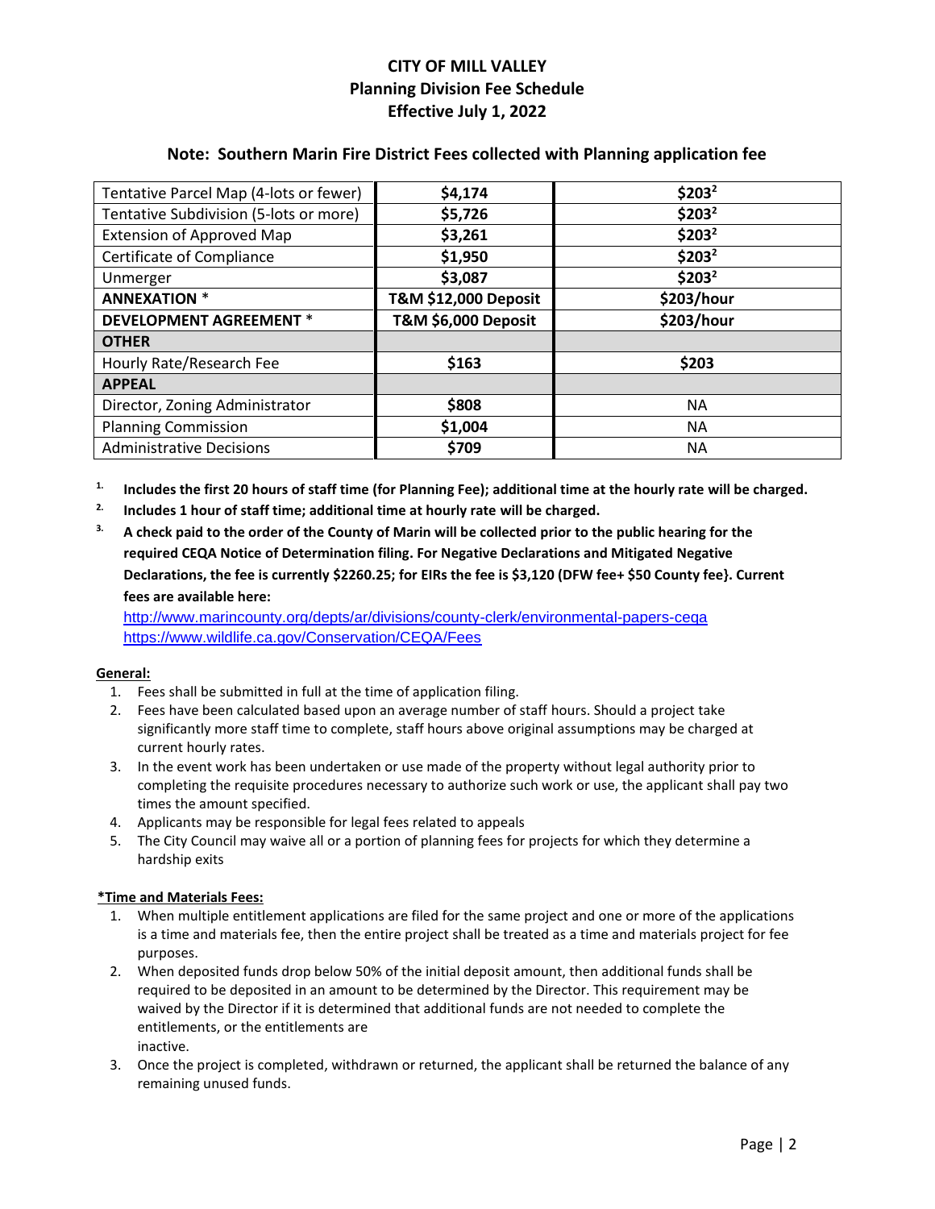# CITY OF MILL VALLEY
## Planning Division Fee Schedule
## Effective July 1, 2022

### Note: Southern Marin Fire District Fees collected with Planning application fee

| | | |
|---|---|---|
| Tentative Parcel Map (4-lots or fewer) | **$4,174** | **$203[2]** |
| Tentative Subdivision (5-lots or more) | **$5,726** | **$203[2]** |
| Extension of Approved Map | **$3,261** | **$203[2]** |
| Certificate of Compliance | **$1,950** | **$203[2]** |
| Unmerger | **$3,087** | **$203[2]** |
| **ANNEXATION** * | **T&M $12,000 Deposit** | **$203/hour** |
| **DEVELOPMENT AGREEMENT** * | **T&M $6,000 Deposit** | **$203/hour** |
| **OTHER** | | |
| Hourly Rate/Research Fee | **$163** | **$203** |
| **APPEAL** | | |
| Director, Zoning Administrator | **$808** | NA |
| Planning Commission | **$1,004** | NA |
| Administrative Decisions | **$709** | NA |

1. **Includes the first 20 hours of staff time (for Planning Fee); additional time at the hourly rate will be charged.**
2. **Includes 1 hour of staff time; additional time at hourly rate will be charged.**
3. **A check paid to the order of the County of Marin will be collected prior to the public hearing for the required CEQA Notice of Determination filing. For Negative Declarations and Mitigated Negative Declarations, the fee is currently $2260.25; for EIRs the fee is $3,120 (DFW fee+ $50 County fee}. Current fees are available here:**

   http://www.marincounty.org/depts/ar/divisions/county-clerk/environmental-papers-ceqa
   https://www.wildlife.ca.gov/Conservation/CEQA/Fees

**General:**

1. Fees shall be submitted in full at the time of application filing.
2. Fees have been calculated based upon an average number of staff hours. Should a project take significantly more staff time to complete, staff hours above original assumptions may be charged at current hourly rates.
3. In the event work has been undertaken or use made of the property without legal authority prior to completing the requisite procedures necessary to authorize such work or use, the applicant shall pay two times the amount specified.
4. Applicants may be responsible for legal fees related to appeals
5. The City Council may waive all or a portion of planning fees for projects for which they determine a hardship exits

***Time and Materials Fees:**

1. When multiple entitlement applications are filed for the same project and one or more of the applications is a time and materials fee, then the entire project shall be treated as a time and materials project for fee purposes.
2. When deposited funds drop below 50% of the initial deposit amount, then additional funds shall be required to be deposited in an amount to be determined by the Director. This requirement may be waived by the Director if it is determined that additional funds are not needed to complete the entitlements, or the entitlements are inactive.
3. Once the project is completed, withdrawn or returned, the applicant shall be returned the balance of any remaining unused funds.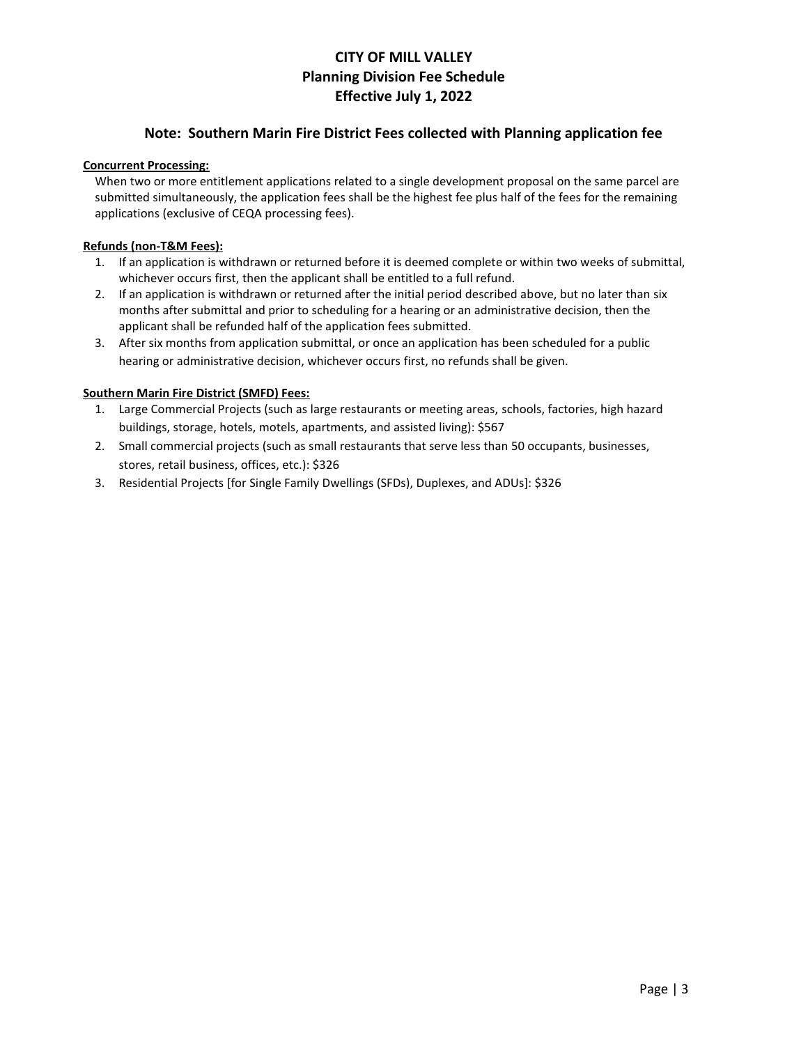# CITY OF MILL VALLEY
## Planning Division Fee Schedule
## Effective July 1, 2022

### Note: Southern Marin Fire District Fees collected with Planning application fee

**Concurrent Processing:**

When two or more entitlement applications related to a single development proposal on the same parcel are submitted simultaneously, the application fees shall be the highest fee plus half of the fees for the remaining applications (exclusive of CEQA processing fees).

**Refunds (non-T&M Fees):**

1. If an application is withdrawn or returned before it is deemed complete or within two weeks of submittal, whichever occurs first, then the applicant shall be entitled to a full refund.
2. If an application is withdrawn or returned after the initial period described above, but no later than six months after submittal and prior to scheduling for a hearing or an administrative decision, then the applicant shall be refunded half of the application fees submitted.
3. After six months from application submittal, or once an application has been scheduled for a public hearing or administrative decision, whichever occurs first, no refunds shall be given.

**Southern Marin Fire District (SMFD) Fees:**

1. Large Commercial Projects (such as large restaurants or meeting areas, schools, factories, high hazard buildings, storage, hotels, motels, apartments, and assisted living): $567
2. Small commercial projects (such as small restaurants that serve less than 50 occupants, businesses, stores, retail business, offices, etc.): $326
3. Residential Projects [for Single Family Dwellings (SFDs), Duplexes, and ADUs]: $326